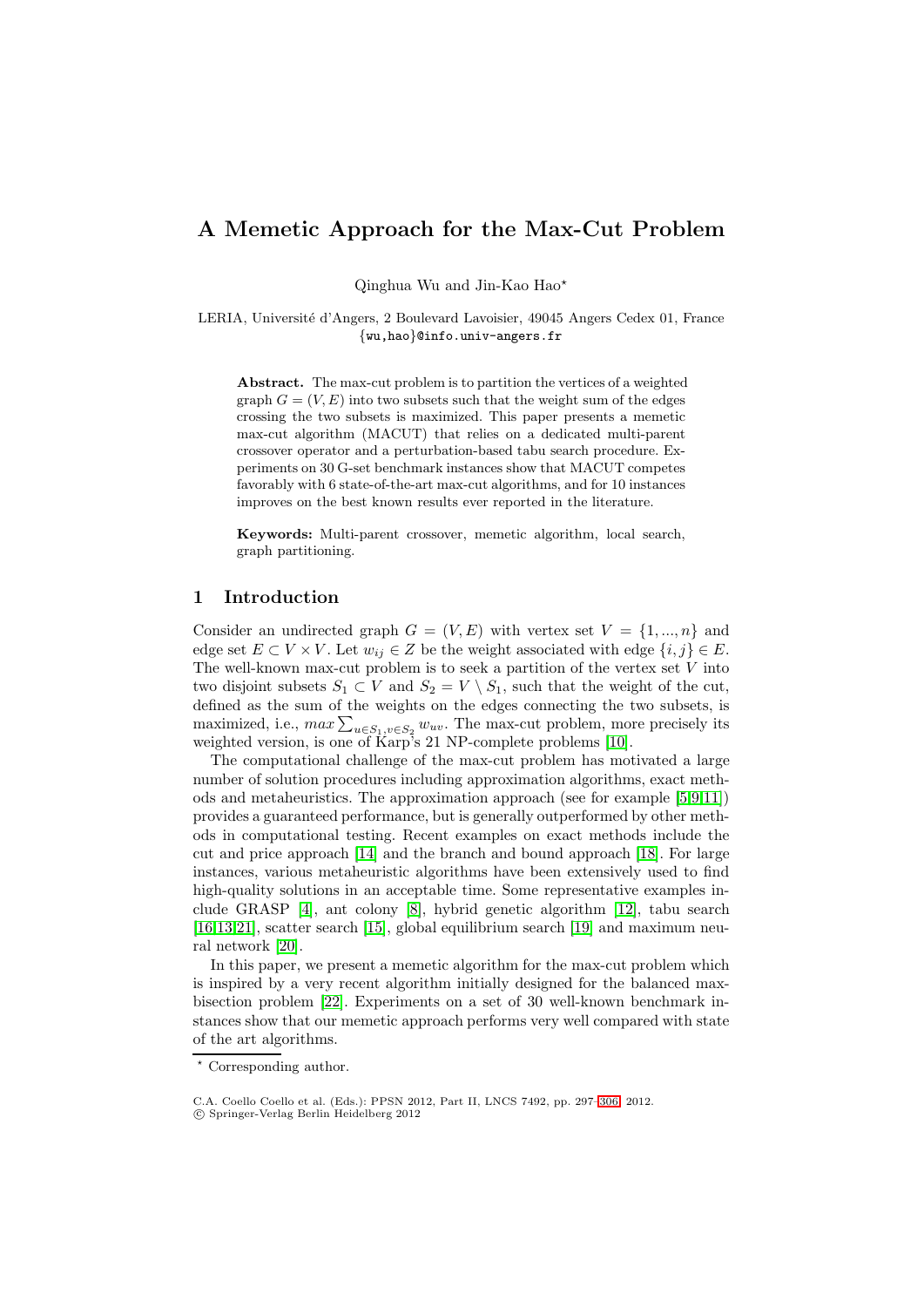# A Memetic Approach for the Max-Cut Problem

Qinghua Wu and Jin-Kao Hao*

LERIA, Université d'Angers, 2 Boulevard Lavoisier, 49045 Angers Cedex 01, France
{wu,hao}@info.univ-angers.fr

**Abstract.** The max-cut problem is to partition the vertices of a weighted graph $G = (V, E)$ into two subsets such that the weight sum of the edges crossing the two subsets is maximized. This paper presents a memetic max-cut algorithm (MACUT) that relies on a dedicated multi-parent crossover operator and a perturbation-based tabu search procedure. Experiments on 30 G-set benchmark instances show that MACUT competes favorably with 6 state-of-the-art max-cut algorithms, and for 10 instances improves on the best known results ever reported in the literature.

**Keywords:** Multi-parent crossover, memetic algorithm, local search, graph partitioning.

## 1 Introduction

Consider an undirected graph $G = (V, E)$ with vertex set $V = \{1, ..., n\}$ and edge set $E \subset V \times V$. Let $w_{ij} \in Z$ be the weight associated with edge $\{i, j\} \in E$. The well-known max-cut problem is to seek a partition of the vertex set $V$ into two disjoint subsets $S_1 \subset V$ and $S_2 = V \setminus S_1$, such that the weight of the cut, defined as the sum of the weights on the edges connecting the two subsets, is maximized, i.e., $max \sum_{u \in S_1, v \in S_2} w_{uv}$. The max-cut problem, more precisely its weighted version, is one of Karp's 21 NP-complete problems [10].

The computational challenge of the max-cut problem has motivated a large number of solution procedures including approximation algorithms, exact methods and metaheuristics. The approximation approach (see for example [5,9,11]) provides a guaranteed performance, but is generally outperformed by other methods in computational testing. Recent examples on exact methods include the cut and price approach [14] and the branch and bound approach [18]. For large instances, various metaheuristic algorithms have been extensively used to find high-quality solutions in an acceptable time. Some representative examples include GRASP [4], ant colony [8], hybrid genetic algorithm [12], tabu search [16,13,21], scatter search [15], global equilibrium search [19] and maximum neural network [20].

In this paper, we present a memetic algorithm for the max-cut problem which is inspired by a very recent algorithm initially designed for the balanced max-bisection problem [22]. Experiments on a set of 30 well-known benchmark instances show that our memetic approach performs very well compared with state of the art algorithms.

* Corresponding author.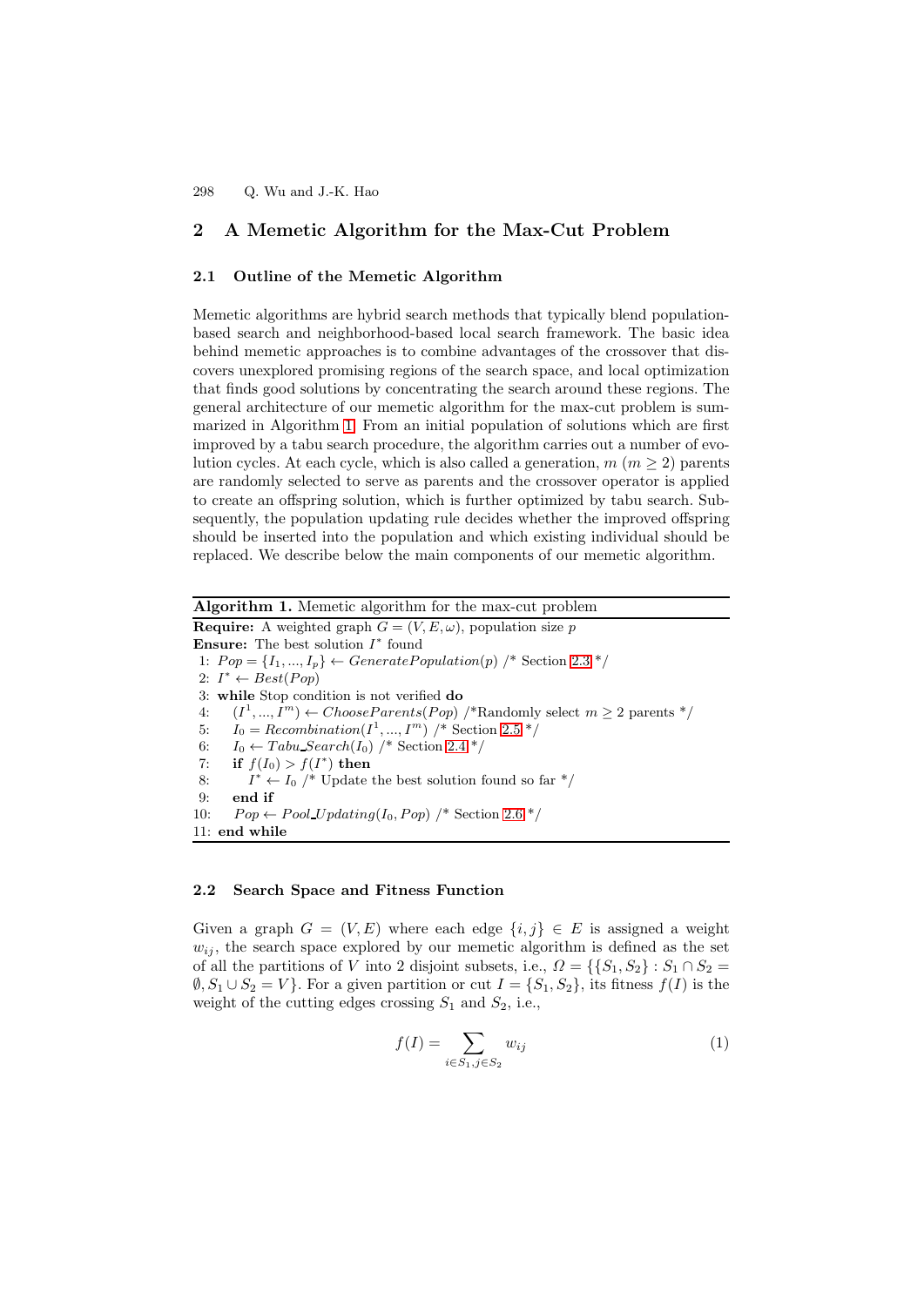## 2 A Memetic Algorithm for the Max-Cut Problem

### 2.1 Outline of the Memetic Algorithm

Memetic algorithms are hybrid search methods that typically blend population-based search and neighborhood-based local search framework. The basic idea behind memetic approaches is to combine advantages of the crossover that discovers unexplored promising regions of the search space, and local optimization that finds good solutions by concentrating the search around these regions. The general architecture of our memetic algorithm for the max-cut problem is summarized in Algorithm 1. From an initial population of solutions which are first improved by a tabu search procedure, the algorithm carries out a number of evolution cycles. At each cycle, which is also called a generation, $m$ ($m \geq 2$) parents are randomly selected to serve as parents and the crossover operator is applied to create an offspring solution, which is further optimized by tabu search. Subsequently, the population updating rule decides whether the improved offspring should be inserted into the population and which existing individual should be replaced. We describe below the main components of our memetic algorithm.

**Algorithm 1.** Memetic algorithm for the max-cut problem

**Require:** A weighted graph $G = (V, E, \omega)$, population size $p$
**Ensure:** The best solution $I^*$ found

```
 1: Pop = {I_1, ..., I_p} ← GeneratePopulation(p) /* Section 2.3 */
 2: I* ← Best(Pop)
 3: while Stop condition is not verified do
 4:    (I^1, ..., I^m) ← ChooseParents(Pop) /*Randomly select m ≥ 2 parents */
 5:    I_0 = Recombination(I^1, ..., I^m) /* Section 2.5 */
 6:    I_0 ← Tabu_Search(I_0) /* Section 2.4 */
 7:    if f(I_0) > f(I*) then
 8:       I* ← I_0 /* Update the best solution found so far */
 9:    end if
10:    Pop ← Pool_Updating(I_0, Pop) /* Section 2.6 */
11: end while
```

### 2.2 Search Space and Fitness Function

Given a graph $G = (V, E)$ where each edge $\{i, j\} \in E$ is assigned a weight $w_{ij}$, the search space explored by our memetic algorithm is defined as the set of all the partitions of $V$ into 2 disjoint subsets, i.e., $\Omega = \{\{S_1, S_2\} : S_1 \cap S_2 = \emptyset, S_1 \cup S_2 = V\}$. For a given partition or cut $I = \{S_1, S_2\}$, its fitness $f(I)$ is the weight of the cutting edges crossing $S_1$ and $S_2$, i.e.,

$$f(I) = \sum_{i \in S_1, j \in S_2} w_{ij} \tag{1}$$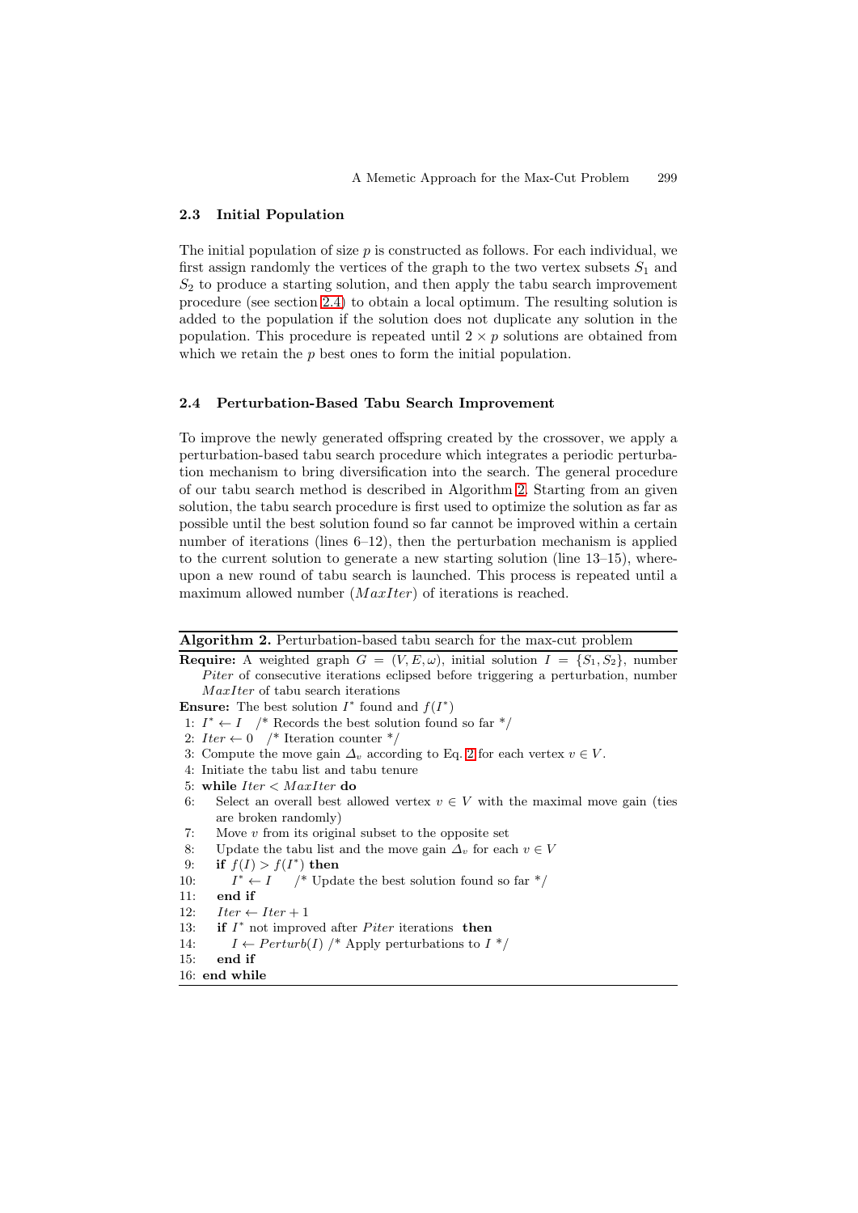### 2.3 Initial Population

The initial population of size $p$ is constructed as follows. For each individual, we first assign randomly the vertices of the graph to the two vertex subsets $S_1$ and $S_2$ to produce a starting solution, and then apply the tabu search improvement procedure (see section 2.4) to obtain a local optimum. The resulting solution is added to the population if the solution does not duplicate any solution in the population. This procedure is repeated until $2 \times p$ solutions are obtained from which we retain the $p$ best ones to form the initial population.

### 2.4 Perturbation-Based Tabu Search Improvement

To improve the newly generated offspring created by the crossover, we apply a perturbation-based tabu search procedure which integrates a periodic perturbation mechanism to bring diversification into the search. The general procedure of our tabu search method is described in Algorithm 2. Starting from an given solution, the tabu search procedure is first used to optimize the solution as far as possible until the best solution found so far cannot be improved within a certain number of iterations (lines 6–12), then the perturbation mechanism is applied to the current solution to generate a new starting solution (line 13–15), whereupon a new round of tabu search is launched. This process is repeated until a maximum allowed number ($MaxIter$) of iterations is reached.

**Algorithm 2.** Perturbation-based tabu search for the max-cut problem

**Require:** A weighted graph $G = (V, E, \omega)$, initial solution $I = \{S_1, S_2\}$, number $Piter$ of consecutive iterations eclipsed before triggering a perturbation, number $MaxIter$ of tabu search iterations

**Ensure:** The best solution $I^*$ found and $f(I^*)$

1: $I^* \leftarrow I$ /* Records the best solution found so far */
2: $Iter \leftarrow 0$ /* Iteration counter */
3: Compute the move gain $\Delta_v$ according to Eq. 2 for each vertex $v \in V$.
4: Initiate the tabu list and tabu tenure
5: **while** $Iter < MaxIter$ **do**
6: Select an overall best allowed vertex $v \in V$ with the maximal move gain (ties are broken randomly)
7: Move $v$ from its original subset to the opposite set
8: Update the tabu list and the move gain $\Delta_v$ for each $v \in V$
9: **if** $f(I) > f(I^*)$ **then**
10: $I^* \leftarrow I$ /* Update the best solution found so far */
11: **end if**
12: $Iter \leftarrow Iter + 1$
13: **if** $I^*$ not improved after $Piter$ iterations **then**
14: $I \leftarrow Perturb(I)$ /* Apply perturbations to $I$ */
15: **end if**
16: **end while**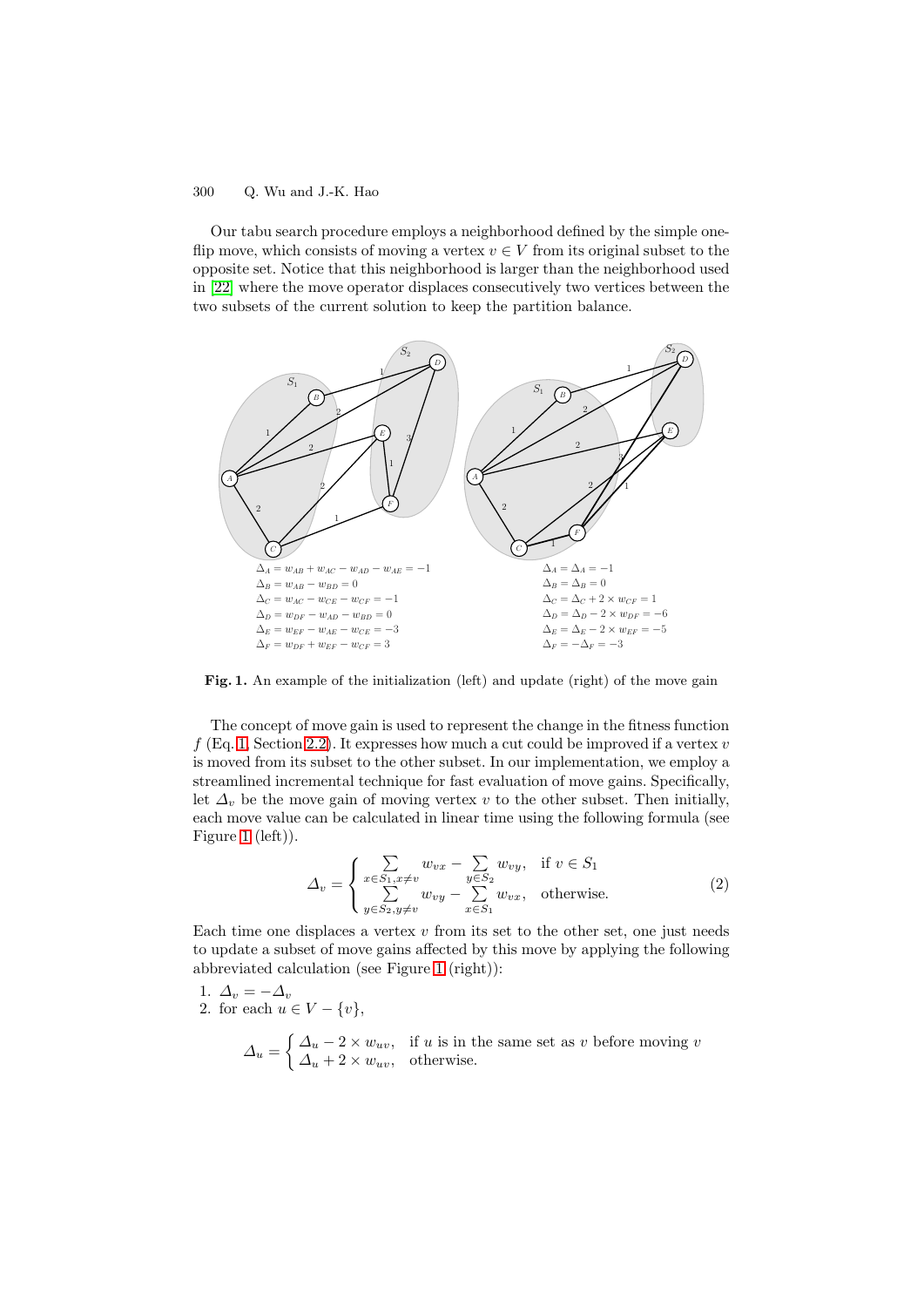Our tabu search procedure employs a neighborhood defined by the simple one-flip move, which consists of moving a vertex $v \in V$ from its original subset to the opposite set. Notice that this neighborhood is larger than the neighborhood used in [22] where the move operator displaces consecutively two vertices between the two subsets of the current solution to keep the partition balance.

$\Delta_A = w_{AB} + w_{AC} - w_{AD} - w_{AE} = -1$
$\Delta_B = w_{AB} - w_{BD} = 0$
$\Delta_C = w_{AC} - w_{CE} - w_{CF} = -1$
$\Delta_D = w_{DF} - w_{AD} - w_{BD} = 0$
$\Delta_E = w_{EF} - w_{AE} - w_{CE} = -3$
$\Delta_F = w_{DF} + w_{EF} - w_{CF} = 3$

$\Delta_A = \Delta_A = -1$
$\Delta_B = \Delta_B = 0$
$\Delta_C = \Delta_C + 2 \times w_{CF} = 1$
$\Delta_D = \Delta_D - 2 \times w_{DF} = -6$
$\Delta_E = \Delta_E - 2 \times w_{EF} = -5$
$\Delta_F = -\Delta_F = -3$

**Fig. 1.** An example of the initialization (left) and update (right) of the move gain

The concept of move gain is used to represent the change in the fitness function $f$ (Eq. 1, Section 2.2). It expresses how much a cut could be improved if a vertex $v$ is moved from its subset to the other subset. In our implementation, we employ a streamlined incremental technique for fast evaluation of move gains. Specifically, let $\Delta_v$ be the move gain of moving vertex $v$ to the other subset. Then initially, each move value can be calculated in linear time using the following formula (see Figure 1 (left)).

$$\Delta_v = \begin{cases} \sum\limits_{x \in S_1, x \neq v} w_{vx} - \sum\limits_{y \in S_2} w_{vy}, & \text{if } v \in S_1 \\ \sum\limits_{y \in S_2, y \neq v} w_{vy} - \sum\limits_{x \in S_1} w_{vx}, & \text{otherwise.} \end{cases} \tag{2}$$

Each time one displaces a vertex $v$ from its set to the other set, one just needs to update a subset of move gains affected by this move by applying the following abbreviated calculation (see Figure 1 (right)):

1. $\Delta_v = -\Delta_v$
2. for each $u \in V - \{v\}$,

$$\Delta_u = \begin{cases} \Delta_u - 2 \times w_{uv}, & \text{if } u \text{ is in the same set as } v \text{ before moving } v \\ \Delta_u + 2 \times w_{uv}, & \text{otherwise.} \end{cases}$$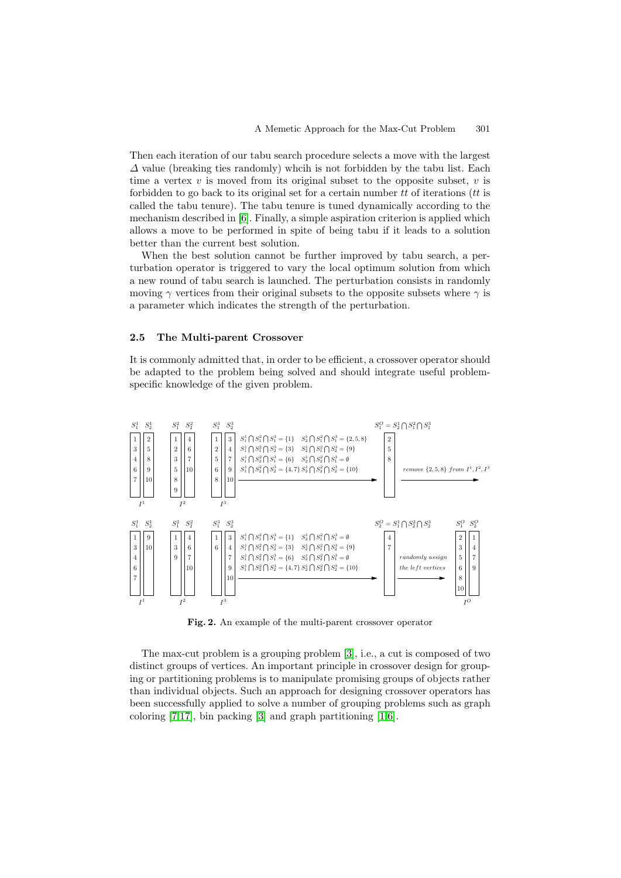Then each iteration of our tabu search procedure selects a move with the largest $\Delta$ value (breaking ties randomly) whcih is not forbidden by the tabu list. Each time a vertex $v$ is moved from its original subset to the opposite subset, $v$ is forbidden to go back to its original set for a certain number $tt$ of iterations ($tt$ is called the tabu tenure). The tabu tenure is tuned dynamically according to the mechanism described in [6]. Finally, a simple aspiration criterion is applied which allows a move to be performed in spite of being tabu if it leads to a solution better than the current best solution.

When the best solution cannot be further improved by tabu search, a perturbation operator is triggered to vary the local optimum solution from which a new round of tabu search is launched. The perturbation consists in randomly moving $\gamma$ vertices from their original subsets to the opposite subsets where $\gamma$ is a parameter which indicates the strength of the perturbation.

### 2.5 The Multi-parent Crossover

It is commonly admitted that, in order to be efficient, a crossover operator should be adapted to the problem being solved and should integrate useful problem-specific knowledge of the given problem.

Fig. 2. An example of the multi-parent crossover operator

The max-cut problem is a grouping problem [3], i.e., a cut is composed of two distinct groups of vertices. An important principle in crossover design for grouping or partitioning problems is to manipulate promising groups of objects rather than individual objects. Such an approach for designing crossover operators has been successfully applied to solve a number of grouping problems such as graph coloring [7,17], bin packing [3] and graph partitioning [1,6].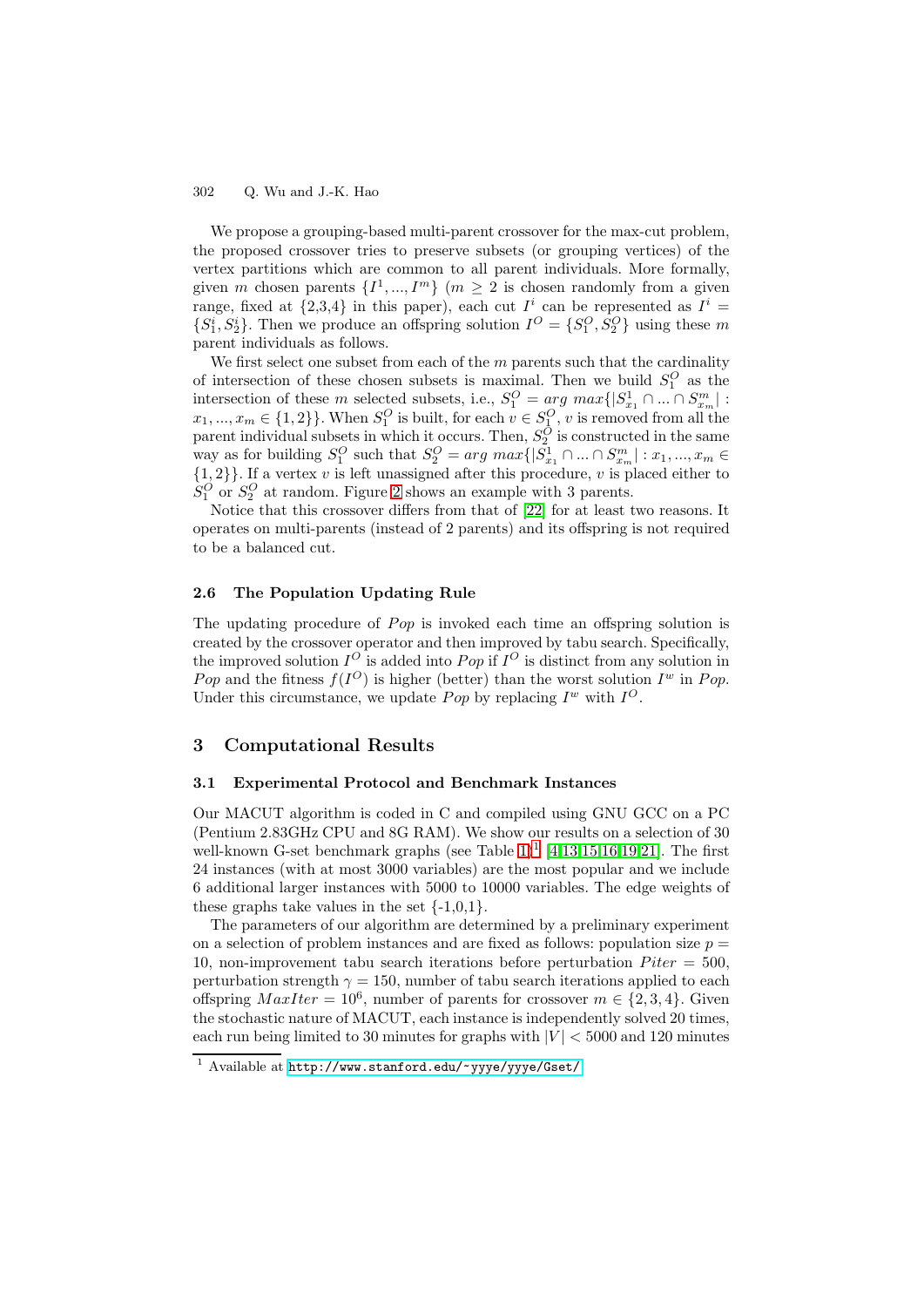We propose a grouping-based multi-parent crossover for the max-cut problem, the proposed crossover tries to preserve subsets (or grouping vertices) of the vertex partitions which are common to all parent individuals. More formally, given $m$ chosen parents $\{I^1, ..., I^m\}$ ($m \geq 2$ is chosen randomly from a given range, fixed at {2,3,4} in this paper), each cut $I^i$ can be represented as $I^i = \{S_1^i, S_2^i\}$. Then we produce an offspring solution $I^O = \{S_1^O, S_2^O\}$ using these $m$ parent individuals as follows.

We first select one subset from each of the $m$ parents such that the cardinality of intersection of these chosen subsets is maximal. Then we build $S_1^O$ as the intersection of these $m$ selected subsets, i.e., $S_1^O = arg\ max\{|S_{x_1}^1 \cap ... \cap S_{x_m}^m| : x_1, ..., x_m \in \{1, 2\}\}$. When $S_1^O$ is built, for each $v \in S_1^O$, $v$ is removed from all the parent individual subsets in which it occurs. Then, $S_2^O$ is constructed in the same way as for building $S_1^O$ such that $S_2^O = arg\ max\{|S_{x_1}^1 \cap ... \cap S_{x_m}^m| : x_1, ..., x_m \in \{1, 2\}\}$. If a vertex $v$ is left unassigned after this procedure, $v$ is placed either to $S_1^O$ or $S_2^O$ at random. Figure 2 shows an example with 3 parents.

Notice that this crossover differs from that of [22] for at least two reasons. It operates on multi-parents (instead of 2 parents) and its offspring is not required to be a balanced cut.

### 2.6 The Population Updating Rule

The updating procedure of *Pop* is invoked each time an offspring solution is created by the crossover operator and then improved by tabu search. Specifically, the improved solution $I^O$ is added into *Pop* if $I^O$ is distinct from any solution in *Pop* and the fitness $f(I^O)$ is higher (better) than the worst solution $I^w$ in *Pop*. Under this circumstance, we update *Pop* by replacing $I^w$ with $I^O$.

## 3 Computational Results

### 3.1 Experimental Protocol and Benchmark Instances

Our MACUT algorithm is coded in C and compiled using GNU GCC on a PC (Pentium 2.83GHz CPU and 8G RAM). We show our results on a selection of 30 well-known G-set benchmark graphs (see Table 1)[1] [4,13,15,16,19,21]. The first 24 instances (with at most 3000 variables) are the most popular and we include 6 additional larger instances with 5000 to 10000 variables. The edge weights of these graphs take values in the set {-1,0,1}.

The parameters of our algorithm are determined by a preliminary experiment on a selection of problem instances and are fixed as follows: population size $p = 10$, non-improvement tabu search iterations before perturbation $Piter = 500$, perturbation strength $\gamma = 150$, number of tabu search iterations applied to each offspring $MaxIter = 10^6$, number of parents for crossover $m \in \{2, 3, 4\}$. Given the stochastic nature of MACUT, each instance is independently solved 20 times, each run being limited to 30 minutes for graphs with $|V| < 5000$ and 120 minutes

[1] Available at http://www.stanford.edu/~yyye/yyye/Gset/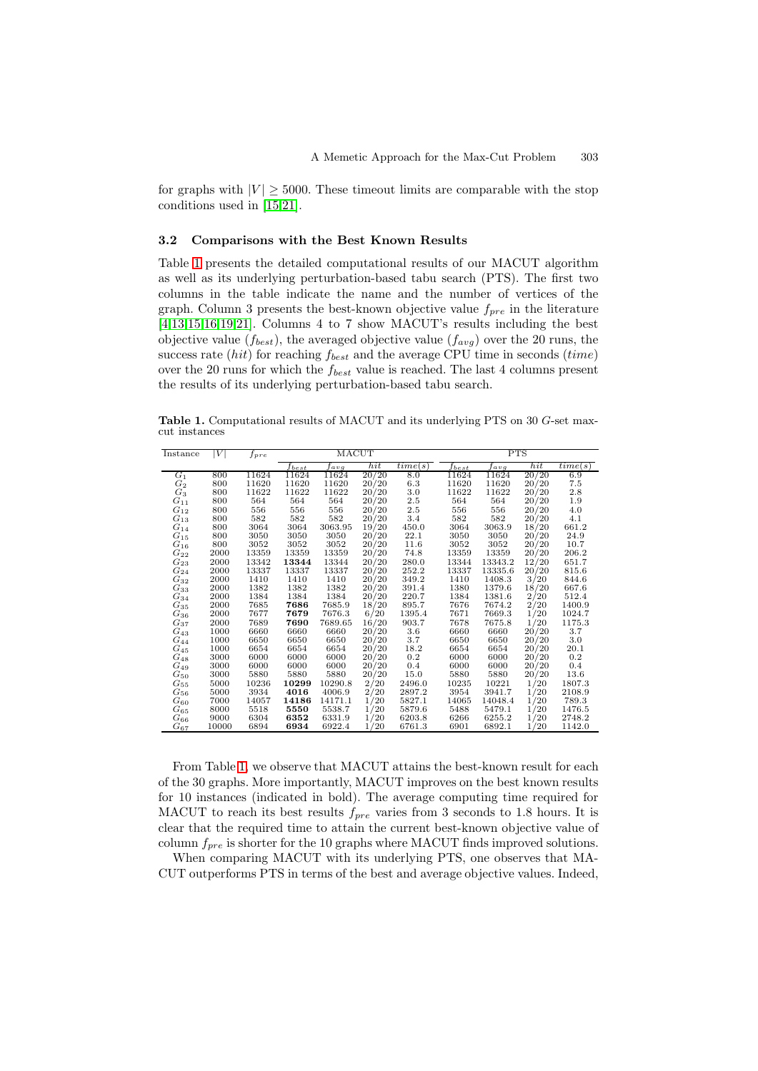for graphs with $|V| \geq 5000$. These timeout limits are comparable with the stop conditions used in [15,21].

### 3.2 Comparisons with the Best Known Results

Table 1 presents the detailed computational results of our MACUT algorithm as well as its underlying perturbation-based tabu search (PTS). The first two columns in the table indicate the name and the number of vertices of the graph. Column 3 presents the best-known objective value $f_{pre}$ in the literature [4,13,15,16,19,21]. Columns 4 to 7 show MACUT's results including the best objective value ($f_{best}$), the averaged objective value ($f_{avg}$) over the 20 runs, the success rate ($hit$) for reaching $f_{best}$ and the average CPU time in seconds ($time$) over the 20 runs for which the $f_{best}$ value is reached. The last 4 columns present the results of its underlying perturbation-based tabu search.

**Table 1.** Computational results of MACUT and its underlying PTS on 30 $G$-set max-cut instances

| Instance | $\|V\|$ | $f_{pre}$ | MACUT | | | | PTS | | | |
|---|---|---|---|---|---|---|---|---|---|---|
| | | | $f_{best}$ | $f_{avg}$ | $hit$ | $time(s)$ | $f_{best}$ | $f_{avg}$ | $hit$ | $time(s)$ |
| $G_1$ | 800 | 11624 | 11624 | 11624 | 20/20 | 8.0 | 11624 | 11624 | 20/20 | 6.9 |
| $G_2$ | 800 | 11620 | 11620 | 11620 | 20/20 | 6.3 | 11620 | 11620 | 20/20 | 7.5 |
| $G_3$ | 800 | 11622 | 11622 | 11622 | 20/20 | 3.0 | 11622 | 11622 | 20/20 | 2.8 |
| $G_{11}$ | 800 | 564 | 564 | 564 | 20/20 | 2.5 | 564 | 564 | 20/20 | 1.9 |
| $G_{12}$ | 800 | 556 | 556 | 556 | 20/20 | 2.5 | 556 | 556 | 20/20 | 4.0 |
| $G_{13}$ | 800 | 582 | 582 | 582 | 20/20 | 3.4 | 582 | 582 | 20/20 | 4.1 |
| $G_{14}$ | 800 | 3064 | 3064 | 3063.95 | 19/20 | 450.0 | 3064 | 3063.9 | 18/20 | 661.2 |
| $G_{15}$ | 800 | 3050 | 3050 | 3050 | 20/20 | 22.1 | 3050 | 3050 | 20/20 | 24.9 |
| $G_{16}$ | 800 | 3052 | 3052 | 3052 | 20/20 | 11.6 | 3052 | 3052 | 20/20 | 10.7 |
| $G_{22}$ | 2000 | 13359 | 13359 | 13359 | 20/20 | 74.8 | 13359 | 13359 | 20/20 | 206.2 |
| $G_{23}$ | 2000 | 13342 | **13344** | 13344 | 20/20 | 280.0 | 13344 | 13343.2 | 12/20 | 651.7 |
| $G_{24}$ | 2000 | 13337 | 13337 | 13337 | 20/20 | 252.2 | 13337 | 13335.6 | 20/20 | 815.6 |
| $G_{32}$ | 2000 | 1410 | 1410 | 1410 | 20/20 | 349.2 | 1410 | 1408.3 | 3/20 | 844.6 |
| $G_{33}$ | 2000 | 1382 | 1382 | 1382 | 20/20 | 391.4 | 1380 | 1379.6 | 18/20 | 667.6 |
| $G_{34}$ | 2000 | 1384 | 1384 | 1384 | 20/20 | 220.7 | 1384 | 1381.6 | 2/20 | 512.4 |
| $G_{35}$ | 2000 | 7685 | **7686** | 7685.9 | 18/20 | 895.7 | 7676 | 7674.2 | 2/20 | 1400.9 |
| $G_{36}$ | 2000 | 7677 | **7679** | 7676.3 | 6/20 | 1395.4 | 7671 | 7669.3 | 1/20 | 1024.7 |
| $G_{37}$ | 2000 | 7689 | **7690** | 7689.65 | 16/20 | 903.7 | 7678 | 7675.8 | 1/20 | 1175.3 |
| $G_{43}$ | 1000 | 6660 | 6660 | 6660 | 20/20 | 3.6 | 6660 | 6660 | 20/20 | 3.7 |
| $G_{44}$ | 1000 | 6650 | 6650 | 6650 | 20/20 | 3.7 | 6650 | 6650 | 20/20 | 3.0 |
| $G_{45}$ | 1000 | 6654 | 6654 | 6654 | 20/20 | 18.2 | 6654 | 6654 | 20/20 | 20.1 |
| $G_{48}$ | 3000 | 6000 | 6000 | 6000 | 20/20 | 0.2 | 6000 | 6000 | 20/20 | 0.2 |
| $G_{49}$ | 3000 | 6000 | 6000 | 6000 | 20/20 | 0.4 | 6000 | 6000 | 20/20 | 0.4 |
| $G_{50}$ | 3000 | 5880 | 5880 | 5880 | 20/20 | 15.0 | 5880 | 5880 | 20/20 | 13.6 |
| $G_{55}$ | 5000 | 10236 | **10299** | 10290.8 | 2/20 | 2496.0 | 10235 | 10221 | 1/20 | 1807.3 |
| $G_{56}$ | 5000 | 3934 | **4016** | 4006.9 | 2/20 | 2897.2 | 3954 | 3941.7 | 1/20 | 2108.9 |
| $G_{60}$ | 7000 | 14057 | **14186** | 14171.1 | 1/20 | 5827.1 | 14065 | 14048.4 | 1/20 | 789.3 |
| $G_{65}$ | 8000 | 5518 | **5550** | 5538.7 | 1/20 | 5879.6 | 5488 | 5479.1 | 1/20 | 1476.5 |
| $G_{66}$ | 9000 | 6304 | **6352** | 6331.9 | 1/20 | 6203.8 | 6266 | 6255.2 | 1/20 | 2748.2 |
| $G_{67}$ | 10000 | 6894 | **6934** | 6922.4 | 1/20 | 6761.3 | 6901 | 6892.1 | 1/20 | 1142.0 |

From Table 1, we observe that MACUT attains the best-known result for each of the 30 graphs. More importantly, MACUT improves on the best known results for 10 instances (indicated in bold). The average computing time required for MACUT to reach its best results $f_{pre}$ varies from 3 seconds to 1.8 hours. It is clear that the required time to attain the current best-known objective value of column $f_{pre}$ is shorter for the 10 graphs where MACUT finds improved solutions.

When comparing MACUT with its underlying PTS, one observes that MACUT outperforms PTS in terms of the best and average objective values. Indeed,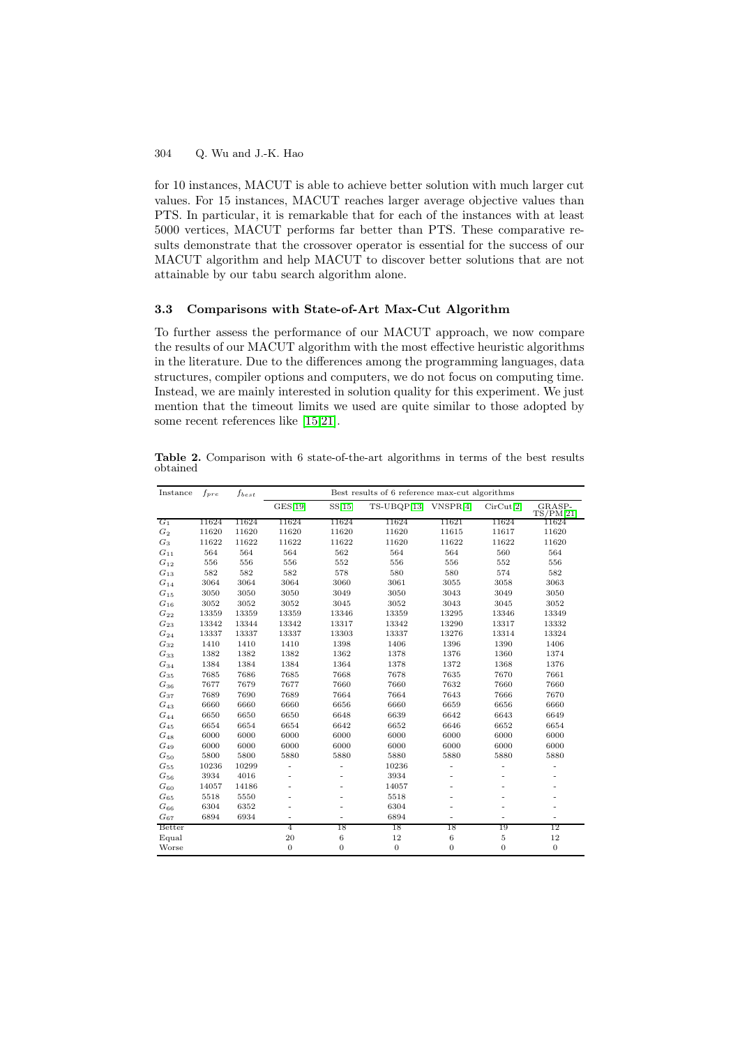for 10 instances, MACUT is able to achieve better solution with much larger cut values. For 15 instances, MACUT reaches larger average objective values than PTS. In particular, it is remarkable that for each of the instances with at least 5000 vertices, MACUT performs far better than PTS. These comparative results demonstrate that the crossover operator is essential for the success of our MACUT algorithm and help MACUT to discover better solutions that are not attainable by our tabu search algorithm alone.

### 3.3 Comparisons with State-of-Art Max-Cut Algorithm

To further assess the performance of our MACUT approach, we now compare the results of our MACUT algorithm with the most effective heuristic algorithms in the literature. Due to the differences among the programming languages, data structures, compiler options and computers, we do not focus on computing time. Instead, we are mainly interested in solution quality for this experiment. We just mention that the timeout limits we used are quite similar to those adopted by some recent references like [15,21].

**Table 2.** Comparison with 6 state-of-the-art algorithms in terms of the best results obtained

| Instance | $f_{pre}$ | $f_{best}$ | Best results of 6 reference max-cut algorithms | | | | | |
|---|---|---|---|---|---|---|---|---|
| | | | GES[19] | SS[15] | TS-UBQP[13] | VNSPR[4] | CirCut[2] | GRASP-TS/PM[21] |
| $G_1$ | 11624 | 11624 | 11624 | 11624 | 11624 | 11621 | 11624 | 11624 |
| $G_2$ | 11620 | 11620 | 11620 | 11620 | 11620 | 11615 | 11617 | 11620 |
| $G_3$ | 11622 | 11622 | 11622 | 11622 | 11620 | 11622 | 11622 | 11620 |
| $G_{11}$ | 564 | 564 | 564 | 562 | 564 | 564 | 560 | 564 |
| $G_{12}$ | 556 | 556 | 556 | 552 | 556 | 556 | 552 | 556 |
| $G_{13}$ | 582 | 582 | 582 | 578 | 580 | 580 | 574 | 582 |
| $G_{14}$ | 3064 | 3064 | 3064 | 3060 | 3061 | 3055 | 3058 | 3063 |
| $G_{15}$ | 3050 | 3050 | 3050 | 3049 | 3050 | 3043 | 3049 | 3050 |
| $G_{16}$ | 3052 | 3052 | 3052 | 3045 | 3052 | 3043 | 3045 | 3052 |
| $G_{22}$ | 13359 | 13359 | 13359 | 13346 | 13359 | 13295 | 13346 | 13349 |
| $G_{23}$ | 13342 | 13344 | 13342 | 13317 | 13342 | 13290 | 13317 | 13332 |
| $G_{24}$ | 13337 | 13337 | 13337 | 13303 | 13337 | 13276 | 13314 | 13324 |
| $G_{32}$ | 1410 | 1410 | 1410 | 1398 | 1406 | 1396 | 1390 | 1406 |
| $G_{33}$ | 1382 | 1382 | 1382 | 1362 | 1378 | 1376 | 1360 | 1374 |
| $G_{34}$ | 1384 | 1384 | 1384 | 1364 | 1378 | 1372 | 1368 | 1376 |
| $G_{35}$ | 7685 | 7686 | 7685 | 7668 | 7678 | 7635 | 7670 | 7661 |
| $G_{36}$ | 7677 | 7679 | 7677 | 7660 | 7660 | 7632 | 7660 | 7660 |
| $G_{37}$ | 7689 | 7690 | 7689 | 7664 | 7664 | 7643 | 7666 | 7670 |
| $G_{43}$ | 6660 | 6660 | 6660 | 6656 | 6660 | 6659 | 6656 | 6660 |
| $G_{44}$ | 6650 | 6650 | 6650 | 6648 | 6639 | 6642 | 6643 | 6649 |
| $G_{45}$ | 6654 | 6654 | 6654 | 6642 | 6652 | 6646 | 6652 | 6654 |
| $G_{48}$ | 6000 | 6000 | 6000 | 6000 | 6000 | 6000 | 6000 | 6000 |
| $G_{49}$ | 6000 | 6000 | 6000 | 6000 | 6000 | 6000 | 6000 | 6000 |
| $G_{50}$ | 5800 | 5800 | 5880 | 5880 | 5880 | 5880 | 5880 | 5880 |
| $G_{55}$ | 10236 | 10299 | - | - | 10236 | - | - | - |
| $G_{56}$ | 3934 | 4016 | - | - | 3934 | - | - | - |
| $G_{60}$ | 14057 | 14186 | - | - | 14057 | - | - | - |
| $G_{65}$ | 5518 | 5550 | - | - | 5518 | - | - | - |
| $G_{66}$ | 6304 | 6352 | - | - | 6304 | - | - | - |
| $G_{67}$ | 6894 | 6934 | - | - | 6894 | - | - | - |
| Better | | | 4 | 18 | 18 | 18 | 19 | 12 |
| Equal | | | 20 | 6 | 12 | 6 | 5 | 12 |
| Worse | | | 0 | 0 | 0 | 0 | 0 | 0 |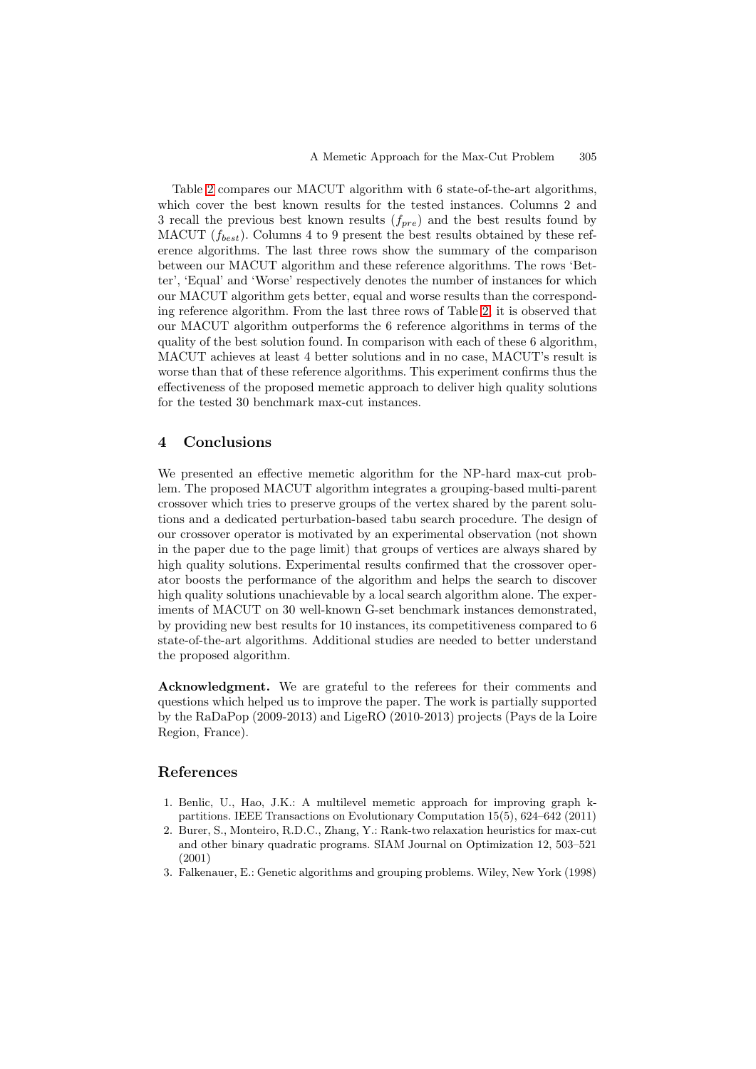Table 2 compares our MACUT algorithm with 6 state-of-the-art algorithms, which cover the best known results for the tested instances. Columns 2 and 3 recall the previous best known results ($f_{pre}$) and the best results found by MACUT ($f_{best}$). Columns 4 to 9 present the best results obtained by these reference algorithms. The last three rows show the summary of the comparison between our MACUT algorithm and these reference algorithms. The rows 'Better', 'Equal' and 'Worse' respectively denotes the number of instances for which our MACUT algorithm gets better, equal and worse results than the corresponding reference algorithm. From the last three rows of Table 2, it is observed that our MACUT algorithm outperforms the 6 reference algorithms in terms of the quality of the best solution found. In comparison with each of these 6 algorithm, MACUT achieves at least 4 better solutions and in no case, MACUT's result is worse than that of these reference algorithms. This experiment confirms thus the effectiveness of the proposed memetic approach to deliver high quality solutions for the tested 30 benchmark max-cut instances.

## 4 Conclusions

We presented an effective memetic algorithm for the NP-hard max-cut problem. The proposed MACUT algorithm integrates a grouping-based multi-parent crossover which tries to preserve groups of the vertex shared by the parent solutions and a dedicated perturbation-based tabu search procedure. The design of our crossover operator is motivated by an experimental observation (not shown in the paper due to the page limit) that groups of vertices are always shared by high quality solutions. Experimental results confirmed that the crossover operator boosts the performance of the algorithm and helps the search to discover high quality solutions unachievable by a local search algorithm alone. The experiments of MACUT on 30 well-known G-set benchmark instances demonstrated, by providing new best results for 10 instances, its competitiveness compared to 6 state-of-the-art algorithms. Additional studies are needed to better understand the proposed algorithm.

**Acknowledgment.** We are grateful to the referees for their comments and questions which helped us to improve the paper. The work is partially supported by the RaDaPop (2009-2013) and LigeRO (2010-2013) projects (Pays de la Loire Region, France).

## References

1. Benlic, U., Hao, J.K.: A multilevel memetic approach for improving graph k-partitions. IEEE Transactions on Evolutionary Computation 15(5), 624–642 (2011)
2. Burer, S., Monteiro, R.D.C., Zhang, Y.: Rank-two relaxation heuristics for max-cut and other binary quadratic programs. SIAM Journal on Optimization 12, 503–521 (2001)
3. Falkenauer, E.: Genetic algorithms and grouping problems. Wiley, New York (1998)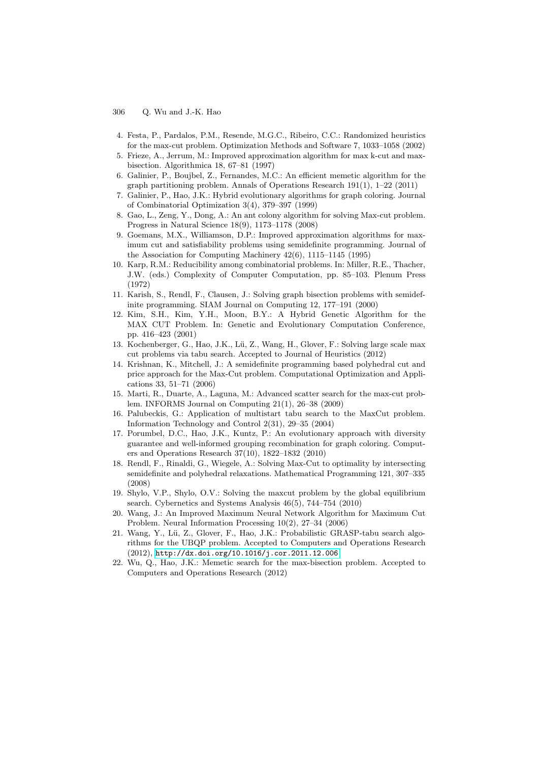4. Festa, P., Pardalos, P.M., Resende, M.G.C., Ribeiro, C.C.: Randomized heuristics for the max-cut problem. Optimization Methods and Software 7, 1033–1058 (2002)
5. Frieze, A., Jerrum, M.: Improved approximation algorithm for max k-cut and max-bisection. Algorithmica 18, 67–81 (1997)
6. Galinier, P., Boujbel, Z., Fernandes, M.C.: An efficient memetic algorithm for the graph partitioning problem. Annals of Operations Research 191(1), 1–22 (2011)
7. Galinier, P., Hao, J.K.: Hybrid evolutionary algorithms for graph coloring. Journal of Combinatorial Optimization 3(4), 379–397 (1999)
8. Gao, L., Zeng, Y., Dong, A.: An ant colony algorithm for solving Max-cut problem. Progress in Natural Science 18(9), 1173–1178 (2008)
9. Goemans, M.X., Williamson, D.P.: Improved approximation algorithms for maximum cut and satisfiability problems using semidefinite programming. Journal of the Association for Computing Machinery 42(6), 1115–1145 (1995)
10. Karp, R.M.: Reducibility among combinatorial problems. In: Miller, R.E., Thacher, J.W. (eds.) Complexity of Computer Computation, pp. 85–103. Plenum Press (1972)
11. Karish, S., Rendl, F., Clausen, J.: Solving graph bisection problems with semidefinite programming. SIAM Journal on Computing 12, 177–191 (2000)
12. Kim, S.H., Kim, Y.H., Moon, B.Y.: A Hybrid Genetic Algorithm for the MAX CUT Problem. In: Genetic and Evolutionary Computation Conference, pp. 416–423 (2001)
13. Kochenberger, G., Hao, J.K., Lü, Z., Wang, H., Glover, F.: Solving large scale max cut problems via tabu search. Accepted to Journal of Heuristics (2012)
14. Krishnan, K., Mitchell, J.: A semidefinite programming based polyhedral cut and price approach for the Max-Cut problem. Computational Optimization and Applications 33, 51–71 (2006)
15. Marti, R., Duarte, A., Laguna, M.: Advanced scatter search for the max-cut problem. INFORMS Journal on Computing 21(1), 26–38 (2009)
16. Palubeckis, G.: Application of multistart tabu search to the MaxCut problem. Information Technology and Control 2(31), 29–35 (2004)
17. Porumbel, D.C., Hao, J.K., Kuntz, P.: An evolutionary approach with diversity guarantee and well-informed grouping recombination for graph coloring. Computers and Operations Research 37(10), 1822–1832 (2010)
18. Rendl, F., Rinaldi, G., Wiegele, A.: Solving Max-Cut to optimality by intersecting semidefinite and polyhedral relaxations. Mathematical Programming 121, 307–335 (2008)
19. Shylo, V.P., Shylo, O.V.: Solving the maxcut problem by the global equilibrium search. Cybernetics and Systems Analysis 46(5), 744–754 (2010)
20. Wang, J.: An Improved Maximum Neural Network Algorithm for Maximum Cut Problem. Neural Information Processing 10(2), 27–34 (2006)
21. Wang, Y., Lü, Z., Glover, F., Hao, J.K.: Probabilistic GRASP-tabu search algorithms for the UBQP problem. Accepted to Computers and Operations Research (2012), http://dx.doi.org/10.1016/j.cor.2011.12.006
22. Wu, Q., Hao, J.K.: Memetic search for the max-bisection problem. Accepted to Computers and Operations Research (2012)